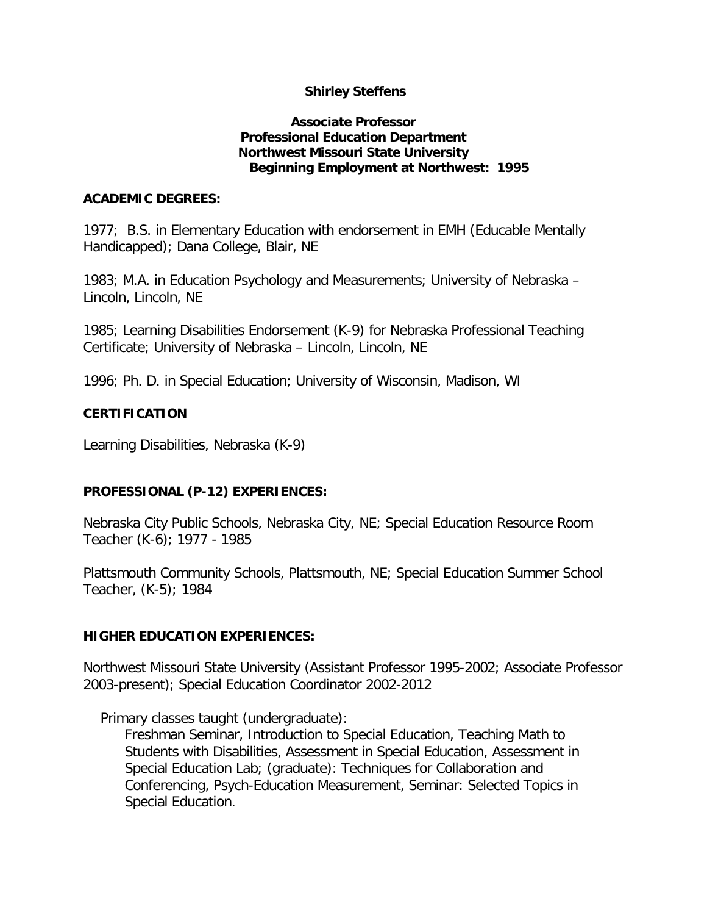**Shirley Steffens**

**Associate Professor**
**Professional Education Department**
**Northwest Missouri State University**
**Beginning Employment at Northwest: 1995**

## ACADEMIC DEGREES:

1977; B.S. in Elementary Education with endorsement in EMH (Educable Mentally Handicapped); Dana College, Blair, NE

1983; M.A. in Education Psychology and Measurements; University of Nebraska – Lincoln, Lincoln, NE

1985; Learning Disabilities Endorsement (K-9) for Nebraska Professional Teaching Certificate; University of Nebraska – Lincoln, Lincoln, NE

1996; Ph. D. in Special Education; University of Wisconsin, Madison, WI

## CERTIFICATION

Learning Disabilities, Nebraska (K-9)

## PROFESSIONAL (P-12) EXPERIENCES:

Nebraska City Public Schools, Nebraska City, NE; Special Education Resource Room Teacher (K-6); 1977 - 1985

Plattsmouth Community Schools, Plattsmouth, NE; Special Education Summer School Teacher, (K-5); 1984

## HIGHER EDUCATION EXPERIENCES:

Northwest Missouri State University (Assistant Professor 1995-2002; Associate Professor 2003-present); Special Education Coordinator 2002-2012

Primary classes taught (undergraduate):
Freshman Seminar, Introduction to Special Education, Teaching Math to Students with Disabilities, Assessment in Special Education, Assessment in Special Education Lab; (graduate): Techniques for Collaboration and Conferencing, Psych-Education Measurement, Seminar: Selected Topics in Special Education.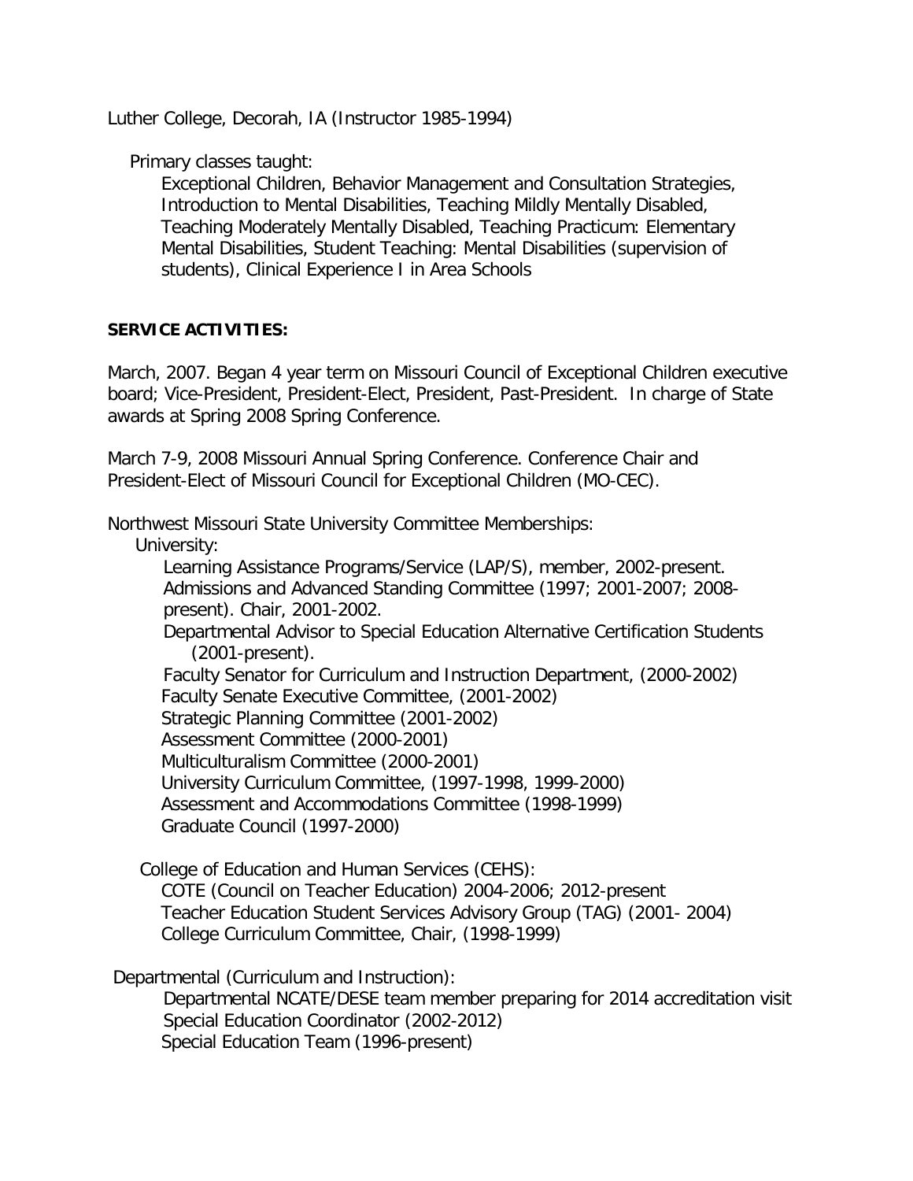Luther College, Decorah, IA (Instructor 1985-1994)

Primary classes taught:

Exceptional Children, Behavior Management and Consultation Strategies, Introduction to Mental Disabilities, Teaching Mildly Mentally Disabled, Teaching Moderately Mentally Disabled, Teaching Practicum: Elementary Mental Disabilities, Student Teaching: Mental Disabilities (supervision of students), Clinical Experience I in Area Schools

**SERVICE ACTIVITIES:**

March, 2007. Began 4 year term on Missouri Council of Exceptional Children executive board; Vice-President, President-Elect, President, Past-President. In charge of State awards at Spring 2008 Spring Conference.

March 7-9, 2008 Missouri Annual Spring Conference. Conference Chair and President-Elect of Missouri Council for Exceptional Children (MO-CEC).

Northwest Missouri State University Committee Memberships:

University:

- Learning Assistance Programs/Service (LAP/S), member, 2002-present.
- Admissions and Advanced Standing Committee (1997; 2001-2007; 2008-present). Chair, 2001-2002.
- Departmental Advisor to Special Education Alternative Certification Students (2001-present).
- Faculty Senator for Curriculum and Instruction Department, (2000-2002)
- Faculty Senate Executive Committee, (2001-2002)
- Strategic Planning Committee (2001-2002)
- Assessment Committee (2000-2001)
- Multiculturalism Committee (2000-2001)
- University Curriculum Committee, (1997-1998, 1999-2000)
- Assessment and Accommodations Committee (1998-1999)
- Graduate Council (1997-2000)

College of Education and Human Services (CEHS):

- COTE (Council on Teacher Education) 2004-2006; 2012-present
- Teacher Education Student Services Advisory Group (TAG) (2001- 2004)
- College Curriculum Committee, Chair, (1998-1999)

Departmental (Curriculum and Instruction):

- Departmental NCATE/DESE team member preparing for 2014 accreditation visit
- Special Education Coordinator (2002-2012)
- Special Education Team (1996-present)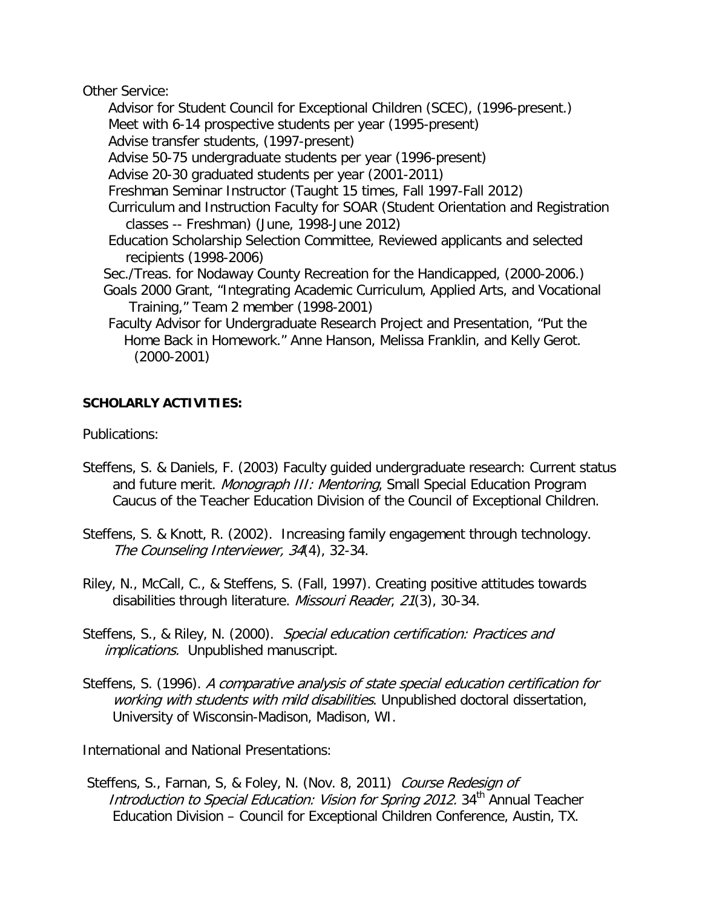Other Service:

- Advisor for Student Council for Exceptional Children (SCEC), (1996-present.)
- Meet with 6-14 prospective students per year (1995-present)
- Advise transfer students, (1997-present)
- Advise 50-75 undergraduate students per year (1996-present)
- Advise 20-30 graduated students per year (2001-2011)
- Freshman Seminar Instructor (Taught 15 times, Fall 1997-Fall 2012)
- Curriculum and Instruction Faculty for SOAR (Student Orientation and Registration classes -- Freshman) (June, 1998-June 2012)
- Education Scholarship Selection Committee, Reviewed applicants and selected recipients (1998-2006)
- Sec./Treas. for Nodaway County Recreation for the Handicapped, (2000-2006.)
- Goals 2000 Grant, "Integrating Academic Curriculum, Applied Arts, and Vocational Training," Team 2 member (1998-2001)
- Faculty Advisor for Undergraduate Research Project and Presentation, "Put the Home Back in Homework." Anne Hanson, Melissa Franklin, and Kelly Gerot. (2000-2001)

**SCHOLARLY ACTIVITIES:**

Publications:

Steffens, S. & Daniels, F. (2003) Faculty guided undergraduate research: Current status and future merit. *Monograph III: Mentoring*, Small Special Education Program Caucus of the Teacher Education Division of the Council of Exceptional Children.

Steffens, S. & Knott, R. (2002). Increasing family engagement through technology. *The Counseling Interviewer, 34*(4), 32-34.

Riley, N., McCall, C., & Steffens, S. (Fall, 1997). Creating positive attitudes towards disabilities through literature. *Missouri Reader*, *21*(3), 30-34.

Steffens, S., & Riley, N. (2000). *Special education certification: Practices and implications.* Unpublished manuscript.

Steffens, S. (1996). *A comparative analysis of state special education certification for working with students with mild disabilities*. Unpublished doctoral dissertation, University of Wisconsin-Madison, Madison, WI.

International and National Presentations:

Steffens, S., Farnan, S, & Foley, N. (Nov. 8, 2011) *Course Redesign of Introduction to Special Education: Vision for Spring 2012.* 34th Annual Teacher Education Division – Council for Exceptional Children Conference, Austin, TX.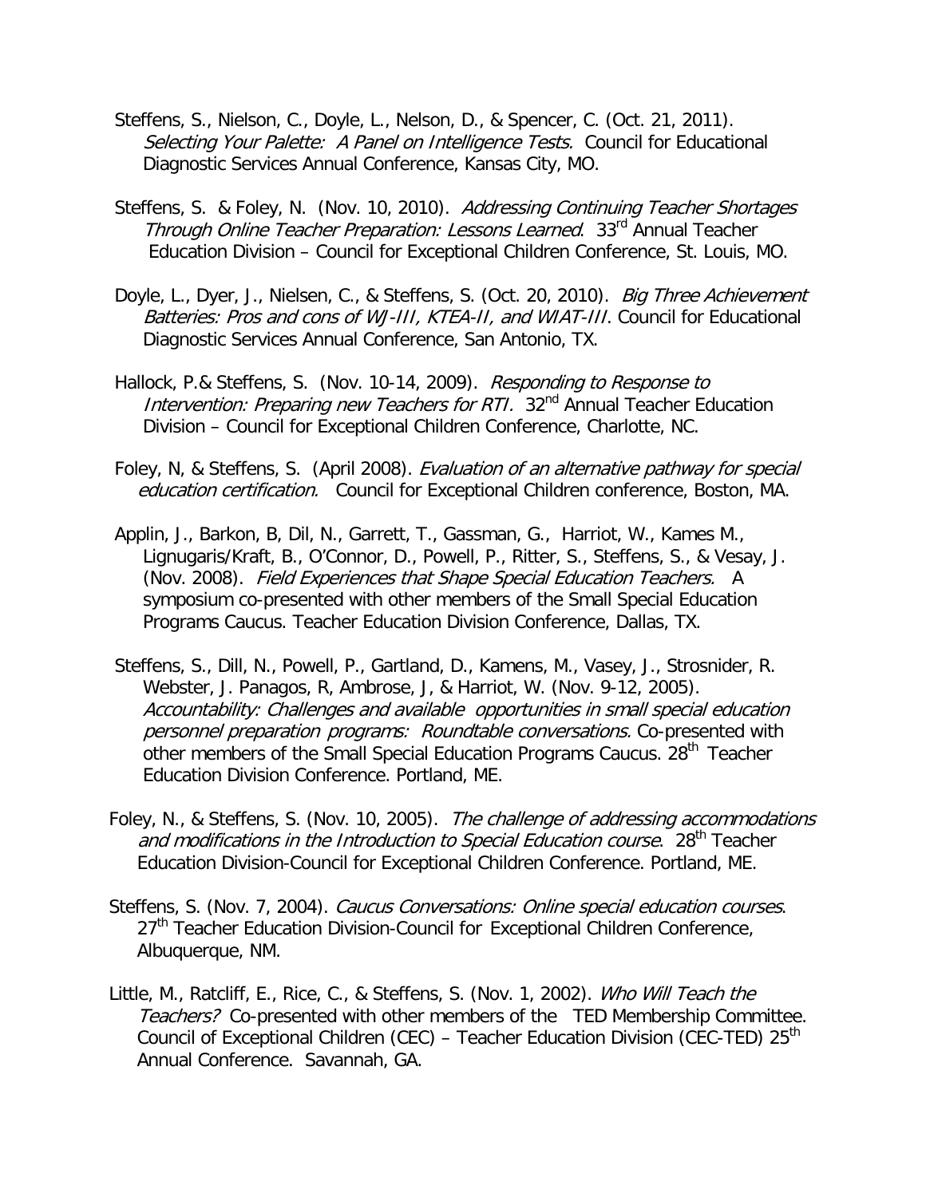Steffens, S., Nielson, C., Doyle, L., Nelson, D., & Spencer, C. (Oct. 21, 2011). *Selecting Your Palette: A Panel on Intelligence Tests.* Council for Educational Diagnostic Services Annual Conference, Kansas City, MO.

Steffens, S. & Foley, N. (Nov. 10, 2010). *Addressing Continuing Teacher Shortages Through Online Teacher Preparation: Lessons Learned.* 33rd Annual Teacher Education Division – Council for Exceptional Children Conference, St. Louis, MO.

Doyle, L., Dyer, J., Nielsen, C., & Steffens, S. (Oct. 20, 2010). *Big Three Achievement Batteries: Pros and cons of WJ-III, KTEA-II, and WIAT-III*. Council for Educational Diagnostic Services Annual Conference, San Antonio, TX.

Hallock, P.& Steffens, S. (Nov. 10-14, 2009). *Responding to Response to Intervention: Preparing new Teachers for RTI.* 32nd Annual Teacher Education Division – Council for Exceptional Children Conference, Charlotte, NC.

Foley, N, & Steffens, S. (April 2008). *Evaluation of an alternative pathway for special education certification.* Council for Exceptional Children conference, Boston, MA.

Applin, J., Barkon, B, Dil, N., Garrett, T., Gassman, G., Harriot, W., Kames M., Lignugaris/Kraft, B., O'Connor, D., Powell, P., Ritter, S., Steffens, S., & Vesay, J. (Nov. 2008). *Field Experiences that Shape Special Education Teachers.* A symposium co-presented with other members of the Small Special Education Programs Caucus. Teacher Education Division Conference, Dallas, TX.

Steffens, S., Dill, N., Powell, P., Gartland, D., Kamens, M., Vasey, J., Strosnider, R. Webster, J. Panagos, R, Ambrose, J, & Harriot, W. (Nov. 9-12, 2005). *Accountability: Challenges and available opportunities in small special education personnel preparation programs: Roundtable conversations.* Co-presented with other members of the Small Special Education Programs Caucus. 28th Teacher Education Division Conference. Portland, ME.

Foley, N., & Steffens, S. (Nov. 10, 2005). *The challenge of addressing accommodations and modifications in the Introduction to Special Education course*. 28th Teacher Education Division-Council for Exceptional Children Conference. Portland, ME.

Steffens, S. (Nov. 7, 2004). *Caucus Conversations: Online special education courses*. 27th Teacher Education Division-Council for Exceptional Children Conference, Albuquerque, NM.

Little, M., Ratcliff, E., Rice, C., & Steffens, S. (Nov. 1, 2002). *Who Will Teach the Teachers?* Co-presented with other members of the TED Membership Committee. Council of Exceptional Children (CEC) – Teacher Education Division (CEC-TED) 25th Annual Conference. Savannah, GA.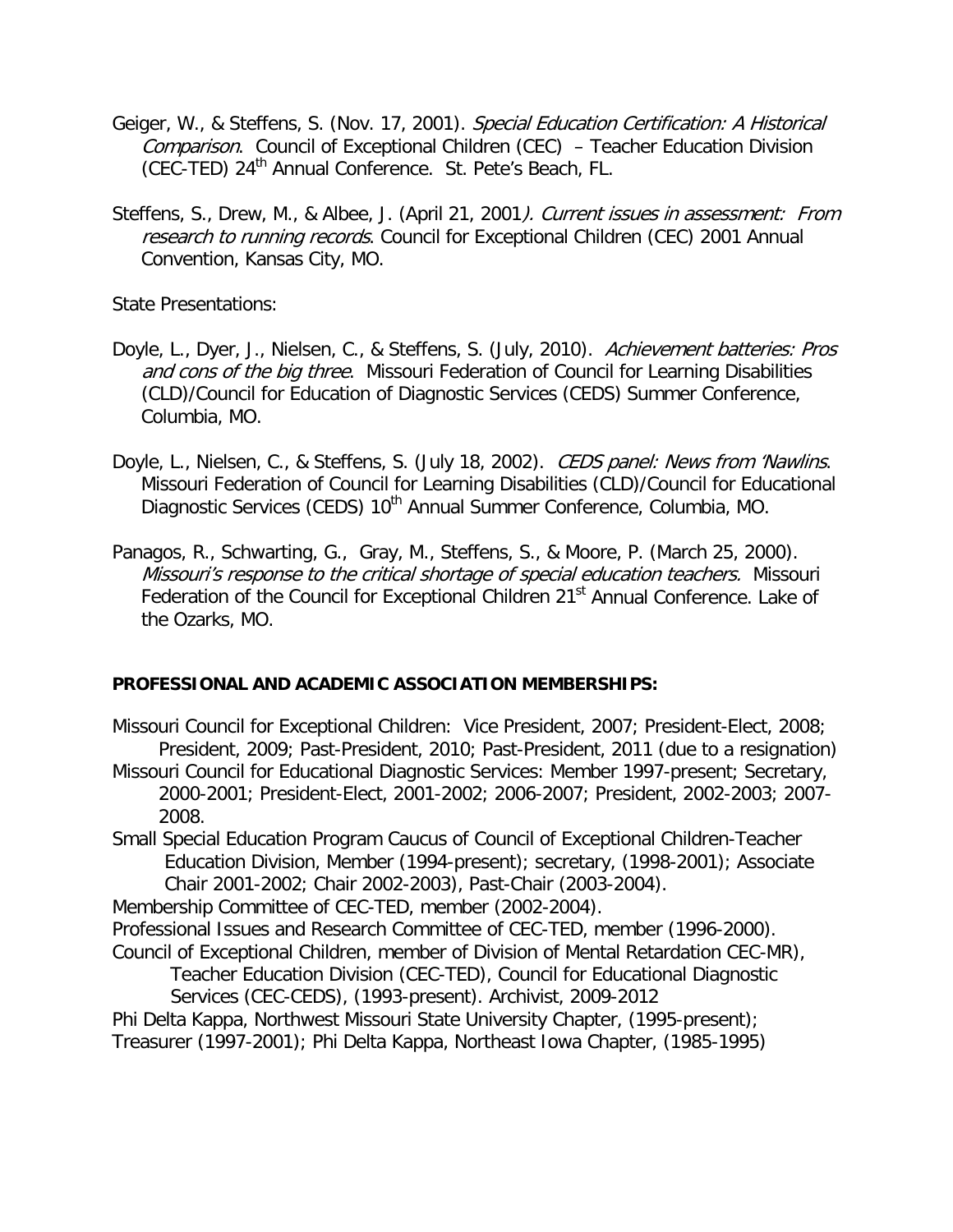Geiger, W., & Steffens, S. (Nov. 17, 2001). *Special Education Certification: A Historical Comparison*. Council of Exceptional Children (CEC) – Teacher Education Division (CEC-TED) 24th Annual Conference. St. Pete's Beach, FL.

Steffens, S., Drew, M., & Albee, J. (April 21, 2001*). Current issues in assessment: From research to running records*. Council for Exceptional Children (CEC) 2001 Annual Convention, Kansas City, MO.

State Presentations:

Doyle, L., Dyer, J., Nielsen, C., & Steffens, S. (July, 2010). *Achievement batteries: Pros and cons of the big three*. Missouri Federation of Council for Learning Disabilities (CLD)/Council for Education of Diagnostic Services (CEDS) Summer Conference, Columbia, MO.

Doyle, L., Nielsen, C., & Steffens, S. (July 18, 2002). *CEDS panel: News from 'Nawlins*. Missouri Federation of Council for Learning Disabilities (CLD)/Council for Educational Diagnostic Services (CEDS) 10th Annual Summer Conference, Columbia, MO.

Panagos, R., Schwarting, G., Gray, M., Steffens, S., & Moore, P. (March 25, 2000). *Missouri's response to the critical shortage of special education teachers.* Missouri Federation of the Council for Exceptional Children 21st Annual Conference. Lake of the Ozarks, MO.

**PROFESSIONAL AND ACADEMIC ASSOCIATION MEMBERSHIPS:**

Missouri Council for Exceptional Children: Vice President, 2007; President-Elect, 2008; President, 2009; Past-President, 2010; Past-President, 2011 (due to a resignation)

Missouri Council for Educational Diagnostic Services: Member 1997-present; Secretary, 2000-2001; President-Elect, 2001-2002; 2006-2007; President, 2002-2003; 2007-2008.

Small Special Education Program Caucus of Council of Exceptional Children-Teacher Education Division, Member (1994-present); secretary, (1998-2001); Associate Chair 2001-2002; Chair 2002-2003), Past-Chair (2003-2004).

Membership Committee of CEC-TED, member (2002-2004).

Professional Issues and Research Committee of CEC-TED, member (1996-2000).

Council of Exceptional Children, member of Division of Mental Retardation CEC-MR), Teacher Education Division (CEC-TED), Council for Educational Diagnostic Services (CEC-CEDS), (1993-present). Archivist, 2009-2012

Phi Delta Kappa, Northwest Missouri State University Chapter, (1995-present); Treasurer (1997-2001); Phi Delta Kappa, Northeast Iowa Chapter, (1985-1995)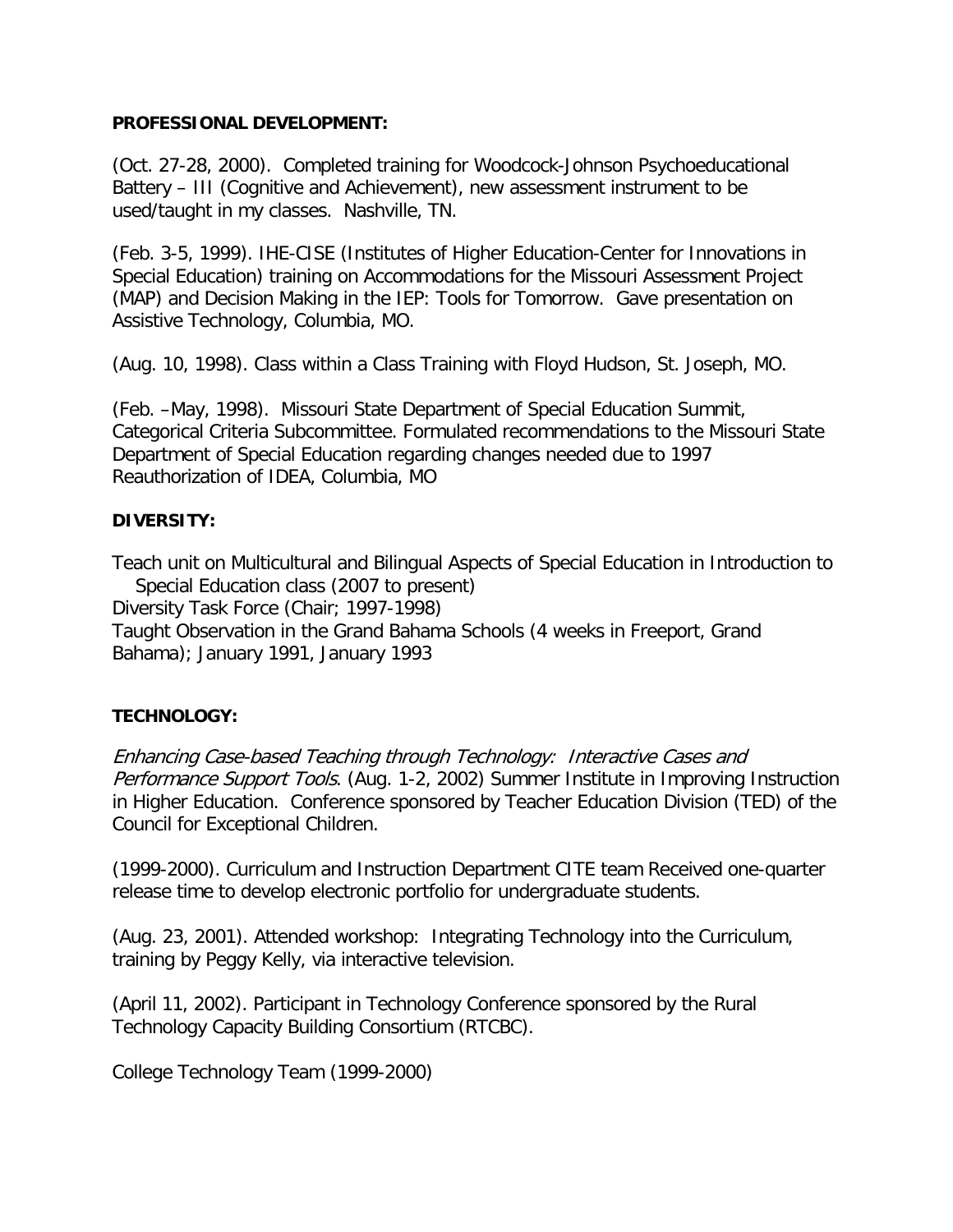**PROFESSIONAL DEVELOPMENT:**

(Oct. 27-28, 2000). Completed training for Woodcock-Johnson Psychoeducational Battery – III (Cognitive and Achievement), new assessment instrument to be used/taught in my classes. Nashville, TN.

(Feb. 3-5, 1999). IHE-CISE (Institutes of Higher Education-Center for Innovations in Special Education) training on Accommodations for the Missouri Assessment Project (MAP) and Decision Making in the IEP: Tools for Tomorrow. Gave presentation on Assistive Technology, Columbia, MO.

(Aug. 10, 1998). Class within a Class Training with Floyd Hudson, St. Joseph, MO.

(Feb. –May, 1998). Missouri State Department of Special Education Summit, Categorical Criteria Subcommittee. Formulated recommendations to the Missouri State Department of Special Education regarding changes needed due to 1997 Reauthorization of IDEA, Columbia, MO

**DIVERSITY:**

Teach unit on Multicultural and Bilingual Aspects of Special Education in Introduction to Special Education class (2007 to present)

Diversity Task Force (Chair; 1997-1998)

Taught Observation in the Grand Bahama Schools (4 weeks in Freeport, Grand Bahama); January 1991, January 1993

**TECHNOLOGY:**

*Enhancing Case-based Teaching through Technology: Interactive Cases and Performance Support Tools*. (Aug. 1-2, 2002) Summer Institute in Improving Instruction in Higher Education. Conference sponsored by Teacher Education Division (TED) of the Council for Exceptional Children.

(1999-2000). Curriculum and Instruction Department CITE team Received one-quarter release time to develop electronic portfolio for undergraduate students.

(Aug. 23, 2001). Attended workshop: Integrating Technology into the Curriculum, training by Peggy Kelly, via interactive television.

(April 11, 2002). Participant in Technology Conference sponsored by the Rural Technology Capacity Building Consortium (RTCBC).

College Technology Team (1999-2000)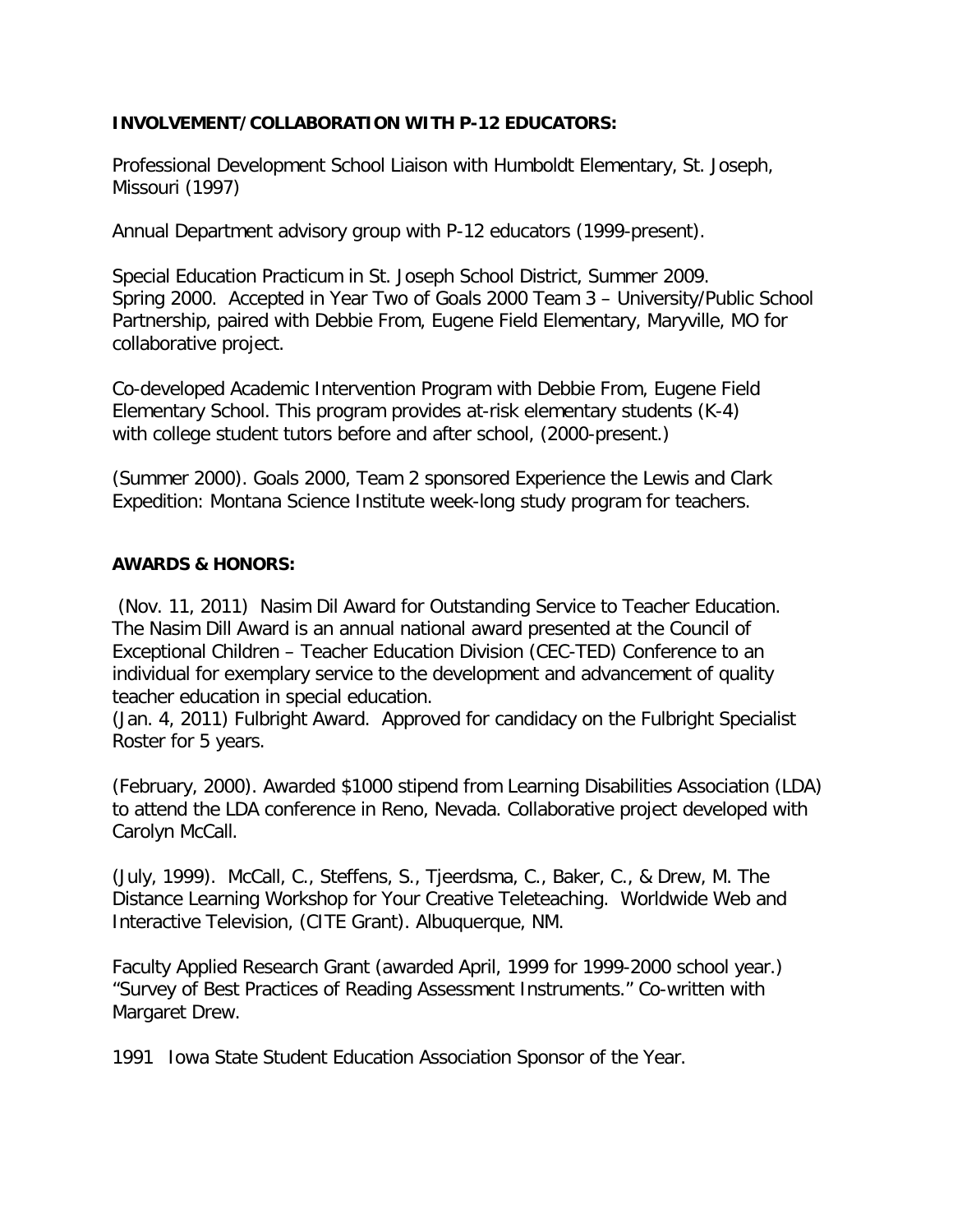**INVOLVEMENT/COLLABORATION WITH P-12 EDUCATORS:**

Professional Development School Liaison with Humboldt Elementary, St. Joseph, Missouri (1997)

Annual Department advisory group with P-12 educators (1999-present).

Special Education Practicum in St. Joseph School District, Summer 2009.
Spring 2000. Accepted in Year Two of Goals 2000 Team 3 – University/Public School Partnership, paired with Debbie From, Eugene Field Elementary, Maryville, MO for collaborative project.

Co-developed Academic Intervention Program with Debbie From, Eugene Field Elementary School. This program provides at-risk elementary students (K-4) with college student tutors before and after school, (2000-present.)

(Summer 2000). Goals 2000, Team 2 sponsored Experience the Lewis and Clark Expedition: Montana Science Institute week-long study program for teachers.

**AWARDS & HONORS:**

(Nov. 11, 2011) Nasim Dil Award for Outstanding Service to Teacher Education. The Nasim Dill Award is an annual national award presented at the Council of Exceptional Children – Teacher Education Division (CEC-TED) Conference to an individual for exemplary service to the development and advancement of quality teacher education in special education.
(Jan. 4, 2011) Fulbright Award. Approved for candidacy on the Fulbright Specialist Roster for 5 years.

(February, 2000). Awarded $1000 stipend from Learning Disabilities Association (LDA) to attend the LDA conference in Reno, Nevada. Collaborative project developed with Carolyn McCall.

(July, 1999). McCall, C., Steffens, S., Tjeerdsma, C., Baker, C., & Drew, M. The Distance Learning Workshop for Your Creative Teleteaching. Worldwide Web and Interactive Television, (CITE Grant). Albuquerque, NM.

Faculty Applied Research Grant (awarded April, 1999 for 1999-2000 school year.) "Survey of Best Practices of Reading Assessment Instruments." Co-written with Margaret Drew.

1991 Iowa State Student Education Association Sponsor of the Year.